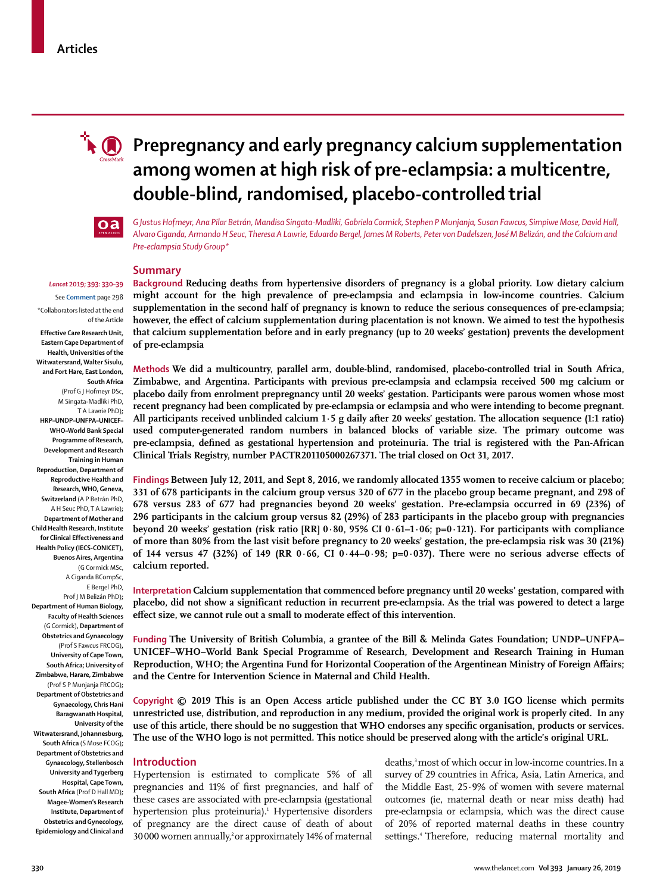# Prepregnancy and early pregnancy calcium supplementation among women at high risk of pre-eclampsia: a multicentre, double-blind, randomised, placebo-controlled trial

G Justus Hofmeyr, Ana Pilar Betrán, Mandisa Singata-Madliki, Gabriela Cormick, Stephen P Munjanja, Susan Fawcus, Simpiwe Mose, David Hall, Alvaro Ciganda, Armando H Seuc, Theresa A Lawrie, Eduardo Bergel, James M Roberts, Peter von Dadelszen, José M Belizán, and the Calcium and Pre-eclampsia Study Group*

*Lancet* 2019; 393: 330–39

See **Comment** page 298

*Collaborators listed at the end of the Article

**Effective Care Research Unit, Eastern Cape Department of Health, Universities of the Witwatersrand, Walter Sisulu, and Fort Hare, East London, South Africa** (Prof G J Hofmeyr DSc, M Singata-Madliki PhD, T A Lawrie PhD)**; HRP–UNDP–UNFPA–UNICEF–WHO–World Bank Special Programme of Research, Development and Research Training in Human Reproduction, Department of Reproductive Health and Research, WHO, Geneva, Switzerland** (A P Betrán PhD, A H Seuc PhD, T A Lawrie)**; Department of Mother and Child Health Research, Institute for Clinical Effectiveness and Health Policy (IECS-CONICET), Buenos Aires, Argentina** (G Cormick MSc, A Ciganda BCompSc, E Bergel PhD, Prof J M Belizán PhD)**; Department of Human Biology, Faculty of Health Sciences** (G Cormick)**, Department of Obstetrics and Gynaecology** (Prof S Fawcus FRCOG)**, University of Cape Town, South Africa; University of Zimbabwe, Harare, Zimbabwe** (Prof S P Munjanja FRCOG)**; Department of Obstetrics and Gynaecology, Chris Hani Baragwanath Hospital, University of the Witwatersrand, Johannesburg, South Africa** (S Mose FCOG)**; Department of Obstetrics and Gynaecology, Stellenbosch University and Tygerberg Hospital, Cape Town, South Africa** (Prof D Hall MD)**; Magee-Women's Research Institute, Department of Obstetrics and Gynecology, Epidemiology and Clinical and**

## Summary

**Background** Reducing deaths from hypertensive disorders of pregnancy is a global priority. Low dietary calcium might account for the high prevalence of pre-eclampsia and eclampsia in low-income countries. Calcium supplementation in the second half of pregnancy is known to reduce the serious consequences of pre-eclampsia; however, the effect of calcium supplementation during placentation is not known. We aimed to test the hypothesis that calcium supplementation before and in early pregnancy (up to 20 weeks' gestation) prevents the development of pre-eclampsia

**Methods** We did a multicountry, parallel arm, double-blind, randomised, placebo-controlled trial in South Africa, Zimbabwe, and Argentina. Participants with previous pre-eclampsia and eclampsia received 500 mg calcium or placebo daily from enrolment prepregnancy until 20 weeks' gestation. Participants were parous women whose most recent pregnancy had been complicated by pre-eclampsia or eclampsia and who were intending to become pregnant. All participants received unblinded calcium 1·5 g daily after 20 weeks' gestation. The allocation sequence (1:1 ratio) used computer-generated random numbers in balanced blocks of variable size. The primary outcome was pre-eclampsia, defined as gestational hypertension and proteinuria. The trial is registered with the Pan-African Clinical Trials Registry, number PACTR201105000267371. The trial closed on Oct 31, 2017.

**Findings** Between July 12, 2011, and Sept 8, 2016, we randomly allocated 1355 women to receive calcium or placebo; 331 of 678 participants in the calcium group versus 320 of 677 in the placebo group became pregnant, and 298 of 678 versus 283 of 677 had pregnancies beyond 20 weeks' gestation. Pre-eclampsia occurred in 69 (23%) of 296 participants in the calcium group versus 82 (29%) of 283 participants in the placebo group with pregnancies beyond 20 weeks' gestation (risk ratio [RR] 0·80, 95% CI 0·61–1·06; p=0·121). For participants with compliance of more than 80% from the last visit before pregnancy to 20 weeks' gestation, the pre-eclampsia risk was 30 (21%) of 144 versus 47 (32%) of 149 (RR 0·66, CI 0·44–0·98; p=0·037). There were no serious adverse effects of calcium reported.

**Interpretation** Calcium supplementation that commenced before pregnancy until 20 weeks' gestation, compared with placebo, did not show a significant reduction in recurrent pre-eclampsia. As the trial was powered to detect a large effect size, we cannot rule out a small to moderate effect of this intervention.

**Funding** The University of British Columbia, a grantee of the Bill & Melinda Gates Foundation; UNDP–UNFPA–UNICEF–WHO–World Bank Special Programme of Research, Development and Research Training in Human Reproduction, WHO; the Argentina Fund for Horizontal Cooperation of the Argentinean Ministry of Foreign Affairs; and the Centre for Intervention Science in Maternal and Child Health.

**Copyright** © 2019 This is an Open Access article published under the CC BY 3.0 IGO license which permits unrestricted use, distribution, and reproduction in any medium, provided the original work is properly cited. In any use of this article, there should be no suggestion that WHO endorses any specific organisation, products or services. The use of the WHO logo is not permitted. This notice should be preserved along with the article's original URL.

## Introduction

Hypertension is estimated to complicate 5% of all pregnancies and 11% of first pregnancies, and half of these cases are associated with pre-eclampsia (gestational hypertension plus proteinuria).[1] Hypertensive disorders of pregnancy are the direct cause of death of about 30 000 women annually,[2] or approximately 14% of maternal deaths,[3] most of which occur in low-income countries. In a survey of 29 countries in Africa, Asia, Latin America, and the Middle East, 25·9% of women with severe maternal outcomes (ie, maternal death or near miss death) had pre-eclampsia or eclampsia, which was the direct cause of 20% of reported maternal deaths in these country settings.[4] Therefore, reducing maternal mortality and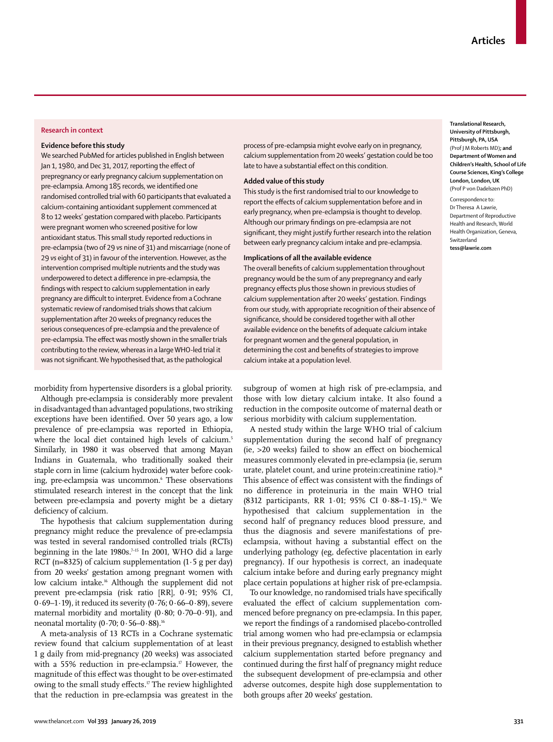## Research in context

### Evidence before this study

We searched PubMed for articles published in English between Jan 1, 1980, and Dec 31, 2017, reporting the effect of prepregnancy or early pregnancy calcium supplementation on pre-eclampsia. Among 185 records, we identified one randomised controlled trial with 60 participants that evaluated a calcium-containing antioxidant supplement commenced at 8 to 12 weeks' gestation compared with placebo. Participants were pregnant women who screened positive for low antioxidant status. This small study reported reductions in pre-eclampsia (two of 29 *vs* nine of 31) and miscarriage (none of 29 *vs* eight of 31) in favour of the intervention. However, as the intervention comprised multiple nutrients and the study was underpowered to detect a difference in pre-eclampsia, the findings with respect to calcium supplementation in early pregnancy are difficult to interpret. Evidence from a Cochrane systematic review of randomised trials shows that calcium supplementation after 20 weeks of pregnancy reduces the serious consequences of pre-eclampsia and the prevalence of pre-eclampsia. The effect was mostly shown in the smaller trials contributing to the review, whereas in a large WHO-led trial it was not significant. We hypothesised that, as the pathological process of pre-eclampsia might evolve early on in pregnancy, calcium supplementation from 20 weeks' gestation could be too late to have a substantial effect on this condition.

### Added value of this study

This study is the first randomised trial to our knowledge to report the effects of calcium supplementation before and in early pregnancy, when pre-eclampsia is thought to develop. Although our primary findings on pre-eclampsia are not significant, they might justify further research into the relation between early pregnancy calcium intake and pre-eclampsia.

### Implications of all the available evidence

The overall benefits of calcium supplementation throughout pregnancy would be the sum of any prepregnancy and early pregnancy effects plus those shown in previous studies of calcium supplementation after 20 weeks' gestation. Findings from our study, with appropriate recognition of their absence of significance, should be considered together with all other available evidence on the benefits of adequate calcium intake for pregnant women and the general population, in determining the cost and benefits of strategies to improve calcium intake at a population level.

**Translational Research, University of Pittsburgh, Pittsburgh, PA, USA** (Prof J M Roberts MD)**; and Department of Women and Children's Health, School of Life Course Sciences, King's College London, London, UK** (Prof P von Dadelszen PhD)

Correspondence to: Dr Theresa A Lawrie, Department of Reproductive Health and Research, World Health Organization, Geneva, Switzerland **tess@lawrie.com**

morbidity from hypertensive disorders is a global priority.

Although pre-eclampsia is considerably more prevalent in disadvantaged than advantaged populations, two striking exceptions have been identified. Over 50 years ago, a low prevalence of pre-eclampsia was reported in Ethiopia, where the local diet contained high levels of calcium.[5] Similarly, in 1980 it was observed that among Mayan Indians in Guatemala, who traditionally soaked their staple corn in lime (calcium hydroxide) water before cooking, pre-eclampsia was uncommon.[6] These observations stimulated research interest in the concept that the link between pre-eclampsia and poverty might be a dietary deficiency of calcium.

The hypothesis that calcium supplementation during pregnancy might reduce the prevalence of pre-eclampsia was tested in several randomised controlled trials (RCTs) beginning in the late 1980s.[7–15] In 2001, WHO did a large RCT (n=8325) of calcium supplementation (1·5 g per day) from 20 weeks' gestation among pregnant women with low calcium intake.[16] Although the supplement did not prevent pre-eclampsia (risk ratio [RR], 0·91; 95% CI, 0·69–1·19), it reduced its severity (0·76; 0·66–0·89), severe maternal morbidity and mortality (0·80; 0·70–0·91), and neonatal mortality (0·70; 0·56–0·88).[16]

A meta-analysis of 13 RCTs in a Cochrane systematic review found that calcium supplementation of at least 1 g daily from mid-pregnancy (20 weeks) was associated with a 55% reduction in pre-eclampsia.[17] However, the magnitude of this effect was thought to be over-estimated owing to the small study effects.[17] The review highlighted that the reduction in pre-eclampsia was greatest in the subgroup of women at high risk of pre-eclampsia, and those with low dietary calcium intake. It also found a reduction in the composite outcome of maternal death or serious morbidity with calcium supplementation.

A nested study within the large WHO trial of calcium supplementation during the second half of pregnancy (ie, >20 weeks) failed to show an effect on biochemical measures commonly elevated in pre-eclampsia (ie, serum urate, platelet count, and urine protein:creatinine ratio).[18] This absence of effect was consistent with the findings of no difference in proteinuria in the main WHO trial (8312 participants, RR 1·01; 95% CI 0·88–1·15).[16] We hypothesised that calcium supplementation in the second half of pregnancy reduces blood pressure, and thus the diagnosis and severe manifestations of pre-eclampsia, without having a substantial effect on the underlying pathology (eg, defective placentation in early pregnancy). If our hypothesis is correct, an inadequate calcium intake before and during early pregnancy might place certain populations at higher risk of pre-eclampsia.

To our knowledge, no randomised trials have specifically evaluated the effect of calcium supplementation commenced before pregnancy on pre-eclampsia. In this paper, we report the findings of a randomised placebo-controlled trial among women who had pre-eclampsia or eclampsia in their previous pregnancy, designed to establish whether calcium supplementation started before pregnancy and continued during the first half of pregnancy might reduce the subsequent development of pre-eclampsia and other adverse outcomes, despite high dose supplementation to both groups after 20 weeks' gestation.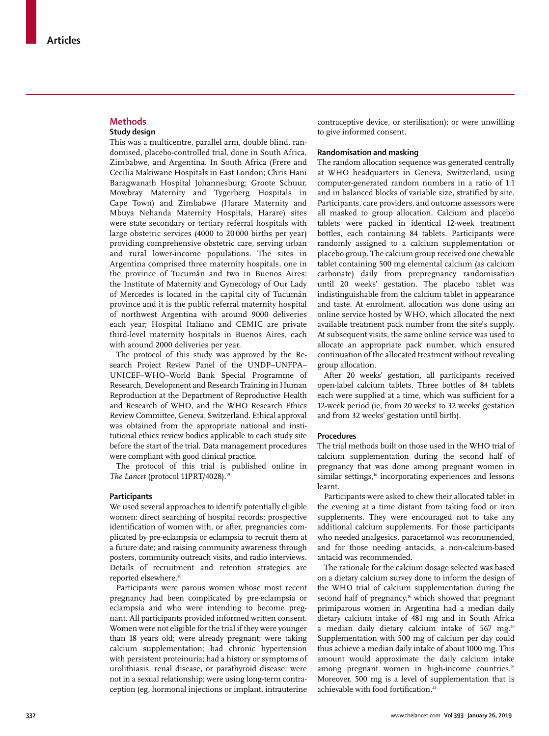## Methods

### Study design

This was a multicentre, parallel arm, double blind, randomised, placebo-controlled trial, done in South Africa, Zimbabwe, and Argentina. In South Africa (Frere and Cecilia Makiwane Hospitals in East London; Chris Hani Baragwanath Hospital Johannesburg; Groote Schuur, Mowbray Maternity and Tygerberg Hospitals in Cape Town) and Zimbabwe (Harare Maternity and Mbuya Nehanda Maternity Hospitals, Harare) sites were state secondary or tertiary referral hospitals with large obstetric services (4000 to 20 000 births per year) providing comprehensive obstetric care, serving urban and rural lower-income populations. The sites in Argentina comprised three maternity hospitals, one in the province of Tucumán and two in Buenos Aires: the Institute of Maternity and Gynecology of Our Lady of Mercedes is located in the capital city of Tucumán province and it is the public referral maternity hospital of northwest Argentina with around 9000 deliveries each year; Hospital Italiano and CEMIC are private third-level maternity hospitals in Buenos Aires, each with around 2000 deliveries per year.

The protocol of this study was approved by the Research Project Review Panel of the UNDP–UNFPA–UNICEF–WHO–World Bank Special Programme of Research, Development and Research Training in Human Reproduction at the Department of Reproductive Health and Research of WHO, and the WHO Research Ethics Review Committee, Geneva, Switzerland. Ethical approval was obtained from the appropriate national and institutional ethics review bodies applicable to each study site before the start of the trial. Data management procedures were compliant with good clinical practice.

The protocol of this trial is published online in *The Lancet* (protocol 11PRT/4028).[19]

### Participants

We used several approaches to identify potentially eligible women: direct searching of hospital records; prospective identification of women with, or after, pregnancies complicated by pre-eclampsia or eclampsia to recruit them at a future date; and raising community awareness through posters, community outreach visits, and radio interviews. Details of recruitment and retention strategies are reported elsewhere.[20]

Participants were parous women whose most recent pregnancy had been complicated by pre-eclampsia or eclampsia and who were intending to become pregnant. All participants provided informed written consent. Women were not eligible for the trial if they were younger than 18 years old; were already pregnant; were taking calcium supplementation; had chronic hypertension with persistent proteinuria; had a history or symptoms of urolithiasis, renal disease, or parathyroid disease; were not in a sexual relationship; were using long-term contraception (eg, hormonal injections or implant, intrauterine contraceptive device, or sterilisation); or were unwilling to give informed consent.

### Randomisation and masking

The random allocation sequence was generated centrally at WHO headquarters in Geneva, Switzerland, using computer-generated random numbers in a ratio of 1:1 and in balanced blocks of variable size, stratified by site. Participants, care providers, and outcome assessors were all masked to group allocation. Calcium and placebo tablets were packed in identical 12-week treatment bottles, each containing 84 tablets. Participants were randomly assigned to a calcium supplementation or placebo group. The calcium group received one chewable tablet containing 500 mg elemental calcium (as calcium carbonate) daily from prepregnancy randomisation until 20 weeks' gestation. The placebo tablet was indistinguishable from the calcium tablet in appearance and taste. At enrolment, allocation was done using an online service hosted by WHO, which allocated the next available treatment pack number from the site's supply. At subsequent visits, the same online service was used to allocate an appropriate pack number, which ensured continuation of the allocated treatment without revealing group allocation.

After 20 weeks' gestation, all participants received open-label calcium tablets. Three bottles of 84 tablets each were supplied at a time, which was sufficient for a 12-week period (ie, from 20 weeks' to 32 weeks' gestation and from 32 weeks' gestation until birth).

### Procedures

The trial methods built on those used in the WHO trial of calcium supplementation during the second half of pregnancy that was done among pregnant women in similar settings,[16] incorporating experiences and lessons learnt.

Participants were asked to chew their allocated tablet in the evening at a time distant from taking food or iron supplements. They were encouraged not to take any additional calcium supplements. For those participants who needed analgesics, paracetamol was recommended, and for those needing antacids, a non-calcium-based antacid was recommended.

The rationale for the calcium dosage selected was based on a dietary calcium survey done to inform the design of the WHO trial of calcium supplementation during the second half of pregnancy,[16] which showed that pregnant primiparous women in Argentina had a median daily dietary calcium intake of 481 mg and in South Africa a median daily dietary calcium intake of 567 mg.[20] Supplementation with 500 mg of calcium per day could thus achieve a median daily intake of about 1000 mg. This amount would approximate the daily calcium intake among pregnant women in high-income countries.[21] Moreover, 500 mg is a level of supplementation that is achievable with food fortification.[22]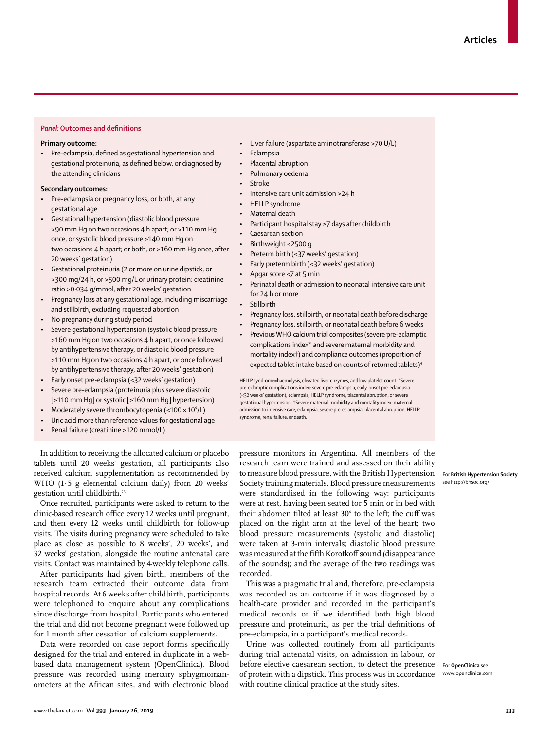### *Panel:* Outcomes and definitions

**Primary outcome:**

- Pre-eclampsia, defined as gestational hypertension and gestational proteinuria, as defined below, or diagnosed by the attending clinicians

**Secondary outcomes:**

- Pre-eclampsia or pregnancy loss, or both, at any gestational age
- Gestational hypertension (diastolic blood pressure >90 mm Hg on two occasions 4 h apart; or >110 mm Hg once, or systolic blood pressure >140 mm Hg on two occasions 4 h apart; or both, or >160 mm Hg once, after 20 weeks' gestation)
- Gestational proteinuria (2 or more on urine dipstick, or >300 mg/24 h, or >500 mg/L or urinary protein: creatinine ratio >0·034 g/mmol, after 20 weeks' gestation
- Pregnancy loss at any gestational age, including miscarriage and stillbirth, excluding requested abortion
- No pregnancy during study period
- Severe gestational hypertension (systolic blood pressure >160 mm Hg on two occasions 4 h apart, or once followed by antihypertensive therapy, or diastolic blood pressure >110 mm Hg on two occasions 4 h apart, or once followed by antihypertensive therapy, after 20 weeks' gestation)
- Early onset pre-eclampsia (<32 weeks' gestation)
- Severe pre-eclampsia (proteinuria plus severe diastolic [>110 mm Hg] or systolic [>160 mm Hg] hypertension)
- Moderately severe thrombocytopenia (<100 × $10^9$/L)
- Uric acid more than reference values for gestational age
- Renal failure (creatinine >120 mmol/L)
- Liver failure (aspartate aminotransferase >70 U/L)
- Eclampsia
- Placental abruption
- Pulmonary oedema
- Stroke
- Intensive care unit admission >24 h
- HELLP syndrome
- Maternal death
- Participant hospital stay ≥7 days after childbirth
- Caesarean section
- Birthweight <2500 g
- Preterm birth (<37 weeks' gestation)
- Early preterm birth (<32 weeks' gestation)
- Apgar score <7 at 5 min
- Perinatal death or admission to neonatal intensive care unit for 24 h or more
- Stillbirth
- Pregnancy loss, stillbirth, or neonatal death before discharge
- Pregnancy loss, stillbirth, or neonatal death before 6 weeks
- Previous WHO calcium trial composites (severe pre-eclamptic complications index* and severe maternal morbidity and mortality index†) and compliance outcomes (proportion of expected tablet intake based on counts of returned tablets)[4]

HELLP syndrome=haemolysis, elevated liver enzymes, and low platelet count. *Severe pre-eclamptic complications index: severe pre-eclampsia, early-onset pre-eclampsia (<32 weeks' gestation), eclampsia, HELLP syndrome, placental abruption, or severe gestational hypertension. †Severe maternal morbidity and mortality index: maternal admission to intensive care, eclampsia, severe pre-eclampsia, placental abruption, HELLP syndrome, renal failure, or death.

In addition to receiving the allocated calcium or placebo tablets until 20 weeks' gestation, all participants also received calcium supplementation as recommended by WHO (1·5 g elemental calcium daily) from 20 weeks' gestation until childbirth.[23]

Once recruited, participants were asked to return to the clinic-based research office every 12 weeks until pregnant, and then every 12 weeks until childbirth for follow-up visits. The visits during pregnancy were scheduled to take place as close as possible to 8 weeks', 20 weeks', and 32 weeks' gestation, alongside the routine antenatal care visits. Contact was maintained by 4-weekly telephone calls.

After participants had given birth, members of the research team extracted their outcome data from hospital records. At 6 weeks after childbirth, participants were telephoned to enquire about any complications since discharge from hospital. Participants who entered the trial and did not become pregnant were followed up for 1 month after cessation of calcium supplements.

Data were recorded on case report forms specifically designed for the trial and entered in duplicate in a web-based data management system (OpenClinica). Blood pressure was recorded using mercury sphygmomanometers at the African sites, and with electronic blood pressure monitors in Argentina. All members of the research team were trained and assessed on their ability to measure blood pressure, with the British Hypertension Society training materials. Blood pressure measurements were standardised in the following way: participants were at rest, having been seated for 5 min or in bed with their abdomen tilted at least 30° to the left; the cuff was placed on the right arm at the level of the heart; two blood pressure measurements (systolic and diastolic) were taken at 3-min intervals; diastolic blood pressure was measured at the fifth Korotkoff sound (disappearance of the sounds); and the average of the two readings was recorded.

For **British Hypertension Society** see http://bhsoc.org/

This was a pragmatic trial and, therefore, pre-eclampsia was recorded as an outcome if it was diagnosed by a health-care provider and recorded in the participant's medical records or if we identified both high blood pressure and proteinuria, as per the trial definitions of pre-eclampsia, in a participant's medical records.

Urine was collected routinely from all participants during trial antenatal visits, on admission in labour, or before elective caesarean section, to detect the presence of protein with a dipstick. This process was in accordance with routine clinical practice at the study sites.

For **OpenClinica** see www.openclinica.com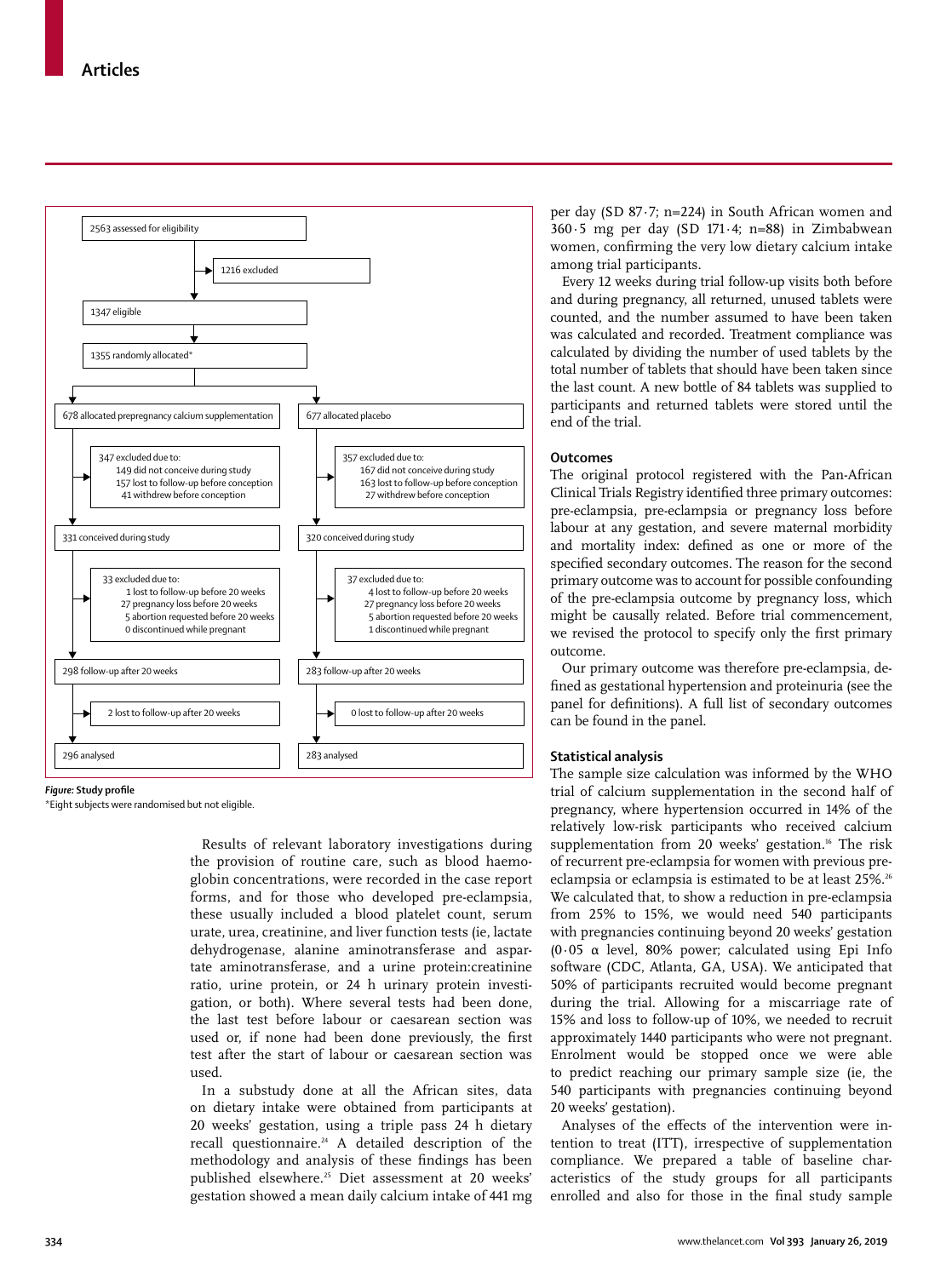2563 assessed for eligibility

→ 1216 excluded

1347 eligible

1355 randomly allocated*

| Calcium | Placebo |
|---|---|
| 678 allocated prepregnancy calcium supplementation | 677 allocated placebo |
| 347 excluded due to: 149 did not conceive during study; 157 lost to follow-up before conception; 41 withdrew before conception | 357 excluded due to: 167 did not conceive during study; 163 lost to follow-up before conception; 27 withdrew before conception |
| 331 conceived during study | 320 conceived during study |
| 33 excluded due to: 1 lost to follow-up before 20 weeks; 27 pregnancy loss before 20 weeks; 5 abortion requested before 20 weeks; 0 discontinued while pregnant | 37 excluded due to: 4 lost to follow-up before 20 weeks; 27 pregnancy loss before 20 weeks; 5 abortion requested before 20 weeks; 1 discontinued while pregnant |
| 298 follow-up after 20 weeks | 283 follow-up after 20 weeks |
| 2 lost to follow-up after 20 weeks | 0 lost to follow-up after 20 weeks |
| 296 analysed | 283 analysed |

*Figure:* **Study profile**

*Eight subjects were randomised but not eligible.

Results of relevant laboratory investigations during the provision of routine care, such as blood haemoglobin concentrations, were recorded in the case report forms, and for those who developed pre-eclampsia, these usually included a blood platelet count, serum urate, urea, creatinine, and liver function tests (ie, lactate dehydrogenase, alanine aminotransferase and aspartate aminotransferase, and a urine protein:creatinine ratio, urine protein, or 24 h urinary protein investigation, or both). Where several tests had been done, the last test before labour or caesarean section was used or, if none had been done previously, the first test after the start of labour or caesarean section was used.

In a substudy done at all the African sites, data on dietary intake were obtained from participants at 20 weeks' gestation, using a triple pass 24 h dietary recall questionnaire.[24] A detailed description of the methodology and analysis of these findings has been published elsewhere.[25] Diet assessment at 20 weeks' gestation showed a mean daily calcium intake of 441 mg per day (SD 87·7; n=224) in South African women and 360·5 mg per day (SD 171·4; n=88) in Zimbabwean women, confirming the very low dietary calcium intake among trial participants.

Every 12 weeks during trial follow-up visits both before and during pregnancy, all returned, unused tablets were counted, and the number assumed to have been taken was calculated and recorded. Treatment compliance was calculated by dividing the number of used tablets by the total number of tablets that should have been taken since the last count. A new bottle of 84 tablets was supplied to participants and returned tablets were stored until the end of the trial.

## Outcomes

The original protocol registered with the Pan-African Clinical Trials Registry identified three primary outcomes: pre-eclampsia, pre-eclampsia or pregnancy loss before labour at any gestation, and severe maternal morbidity and mortality index: defined as one or more of the specified secondary outcomes. The reason for the second primary outcome was to account for possible confounding of the pre-eclampsia outcome by pregnancy loss, which might be causally related. Before trial commencement, we revised the protocol to specify only the first primary outcome.

Our primary outcome was therefore pre-eclampsia, defined as gestational hypertension and proteinuria (see the panel for definitions). A full list of secondary outcomes can be found in the panel.

## Statistical analysis

The sample size calculation was informed by the WHO trial of calcium supplementation in the second half of pregnancy, where hypertension occurred in 14% of the relatively low-risk participants who received calcium supplementation from 20 weeks' gestation.[16] The risk of recurrent pre-eclampsia for women with previous pre-eclampsia or eclampsia is estimated to be at least 25%.[26] We calculated that, to show a reduction in pre-eclampsia from 25% to 15%, we would need 540 participants with pregnancies continuing beyond 20 weeks' gestation (0·05 α level, 80% power; calculated using Epi Info software (CDC, Atlanta, GA, USA). We anticipated that 50% of participants recruited would become pregnant during the trial. Allowing for a miscarriage rate of 15% and loss to follow-up of 10%, we needed to recruit approximately 1440 participants who were not pregnant. Enrolment would be stopped once we were able to predict reaching our primary sample size (ie, the 540 participants with pregnancies continuing beyond 20 weeks' gestation).

Analyses of the effects of the intervention were intention to treat (ITT), irrespective of supplementation compliance. We prepared a table of baseline characteristics of the study groups for all participants enrolled and also for those in the final study sample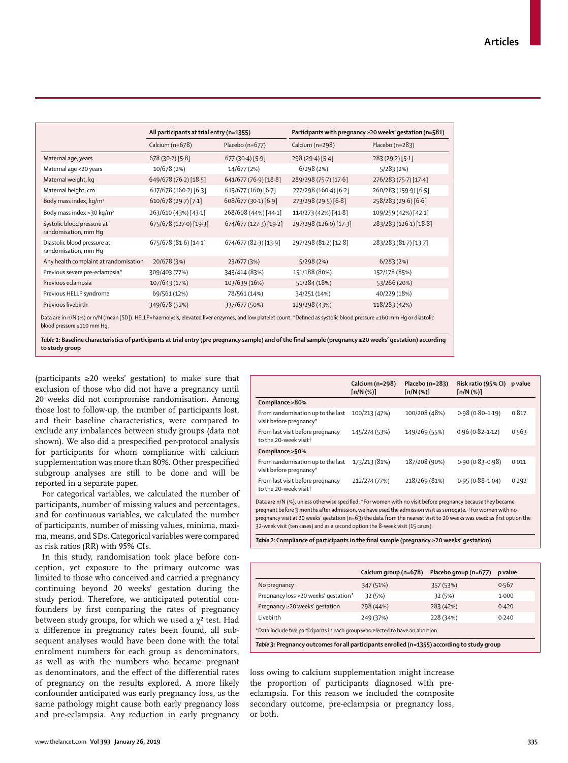| | All participants at trial entry (n=1355) | | Participants with pregnancy ≥20 weeks' gestation (n=581) | |
|---|---|---|---|---|
| | Calcium (n=678) | Placebo (n=677) | Calcium (n=298) | Placebo (n=283) |
| Maternal age, years | 678 (30·2) [5·8] | 677 (30·4) [5·9] | 298 (29·4) [5·4] | 283 (29·2) [5·1] |
| Maternal age <20 years | 10/678 (2%) | 14/677 (2%) | 6/298 (2%) | 5/283 (2%) |
| Maternal weight, kg | 649/678 (76·2) [18·5] | 641/677 (76·9) [18·8] | 289/298 (75·7) [17·6] | 276/283 (75·7) [17·4] |
| Maternal height, cm | 617/678 (160·2) [6·3] | 613/677 (160) [6·7] | 277/298 (160·4) [6·2] | 260/283 (159·9) [6·5] |
| Body mass index, kg/m² | 610/678 (29·7) [7·1] | 608/677 (30·1) [6·9] | 273/298 (29·5) [6·8] | 258/283 (29·6) [6·6] |
| Body mass index >30 kg/m² | 263/610 (43%) [43·1] | 268/608 (44%) [44·1] | 114/273 (42%) [41·8] | 109/259 (42%) [42·1] |
| Systolic blood pressure at randomisation, mm Hg | 675/678 (127·0) [19·3] | 674/677 (127·3) [19·2] | 297/298 (126·0) [17·3] | 283/283 (126·1) [18·8] |
| Diastolic blood pressure at randomisation, mm Hg | 675/678 (81·6) [14·1] | 674/677 (82·3) [13·9] | 297/298 (81·2) [12·8] | 283/283 (81·7) [13·7] |
| Any health complaint at randomisation | 20/678 (3%) | 23/677 (3%) | 5/298 (2%) | 6/283 (2%) |
| Previous severe pre-eclampsia* | 309/403 (77%) | 343/414 (83%) | 151/188 (80%) | 152/178 (85%) |
| Previous eclampsia | 107/643 (17%) | 103/639 (16%) | 51/284 (18%) | 53/266 (20%) |
| Previous HELLP syndrome | 69/561 (12%) | 78/561 (14%) | 34/251 (14%) | 40/229 (18%) |
| Previous livebirth | 349/678 (52%) | 337/677 (50%) | 129/298 (43%) | 118/283 (42%) |

Data are in n/N (%) or n/N (mean [SD]). HELLP=haemolysis, elevated liver enzymes, and low platelet count. *Defined as systolic blood pressure ≥160 mm Hg or diastolic blood pressure ≥110 mm Hg.

***Table 1:*** **Baseline characteristics of participants at trial entry (pre pregnancy sample) and of the final sample (pregnancy ≥20 weeks' gestation) according to study group**

(participants ≥20 weeks' gestation) to make sure that exclusion of those who did not have a pregnancy until 20 weeks did not compromise randomisation. Among those lost to follow-up, the number of participants lost, and their baseline characteristics, were compared to exclude any imbalances between study groups (data not shown). We also did a prespecified per-protocol analysis for participants for whom compliance with calcium supplementation was more than 80%. Other prespecified subgroup analyses are still to be done and will be reported in a separate paper.

For categorical variables, we calculated the number of participants, number of missing values and percentages, and for continuous variables, we calculated the number of participants, number of missing values, minima, maxima, means, and SDs. Categorical variables were compared as risk ratios (RR) with 95% CIs.

In this study, randomisation took place before conception, yet exposure to the primary outcome was limited to those who conceived and carried a pregnancy continuing beyond 20 weeks' gestation during the study period. Therefore, we anticipated potential confounders by first comparing the rates of pregnancy between study groups, for which we used a $\chi^2$ test. Had a difference in pregnancy rates been found, all subsequent analyses would have been done with the total enrolment numbers for each group as denominators, as well as with the numbers who became pregnant as denominators, and the effect of the differential rates of pregnancy on the results explored. A more likely confounder anticipated was early pregnancy loss, as the same pathology might cause both early pregnancy loss and pre-eclampsia. Any reduction in early pregnancy loss owing to calcium supplementation might increase the proportion of participants diagnosed with pre-eclampsia. For this reason we included the composite secondary outcome, pre-eclampsia or pregnancy loss, or both.

| | Calcium (n=298) [n/N (%)] | Placebo (n=283) [n/N (%)] | Risk ratio (95% CI) [n/N (%)] | p value |
|---|---|---|---|---|
| **Compliance >80%** | | | | |
| From randomisation up to the last visit before pregnancy* | 100/213 (47%) | 100/208 (48%) | 0·98 (0·80–1·19) | 0·817 |
| From last visit before pregnancy to the 20-week visit† | 145/274 (53%) | 149/269 (55%) | 0·96 (0·82–1·12) | 0·563 |
| **Compliance >50%** | | | | |
| From randomisation up to the last visit before pregnancy* | 173/213 (81%) | 187/208 (90%) | 0·90 (0·83–0·98) | 0·011 |
| From last visit before pregnancy to the 20-week visit† | 212/274 (77%) | 218/269 (81%) | 0·95 (0·88–1·04) | 0·292 |

Data are n/N (%), unless otherwise specified. *For women with no visit before pregnancy because they became pregnant before 3 months after admission, we have used the admission visit as surrogate. †For women with no pregnancy visit at 20 weeks' gestation (n=63) the data from the nearest visit to 20 weeks was used: as first option the 32-week visit (ten cases) and as a second option the 8-week visit (15 cases).

***Table 2:*** **Compliance of participants in the final sample (pregnancy ≥20 weeks' gestation)**

| | Calcium group (n=678) | Placebo group (n=677) | p value |
|---|---|---|---|
| No pregnancy | 347 (51%) | 357 (53%) | 0·567 |
| Pregnancy loss <20 weeks' gestation* | 32 (5%) | 32 (5%) | 1·000 |
| Pregnancy ≥20 weeks' gestation | 298 (44%) | 283 (42%) | 0·420 |
| Livebirth | 249 (37%) | 228 (34%) | 0·240 |

*Data include five participants in each group who elected to have an abortion.

***Table 3:*** **Pregnancy outcomes for all participants enrolled (n=1355) according to study group**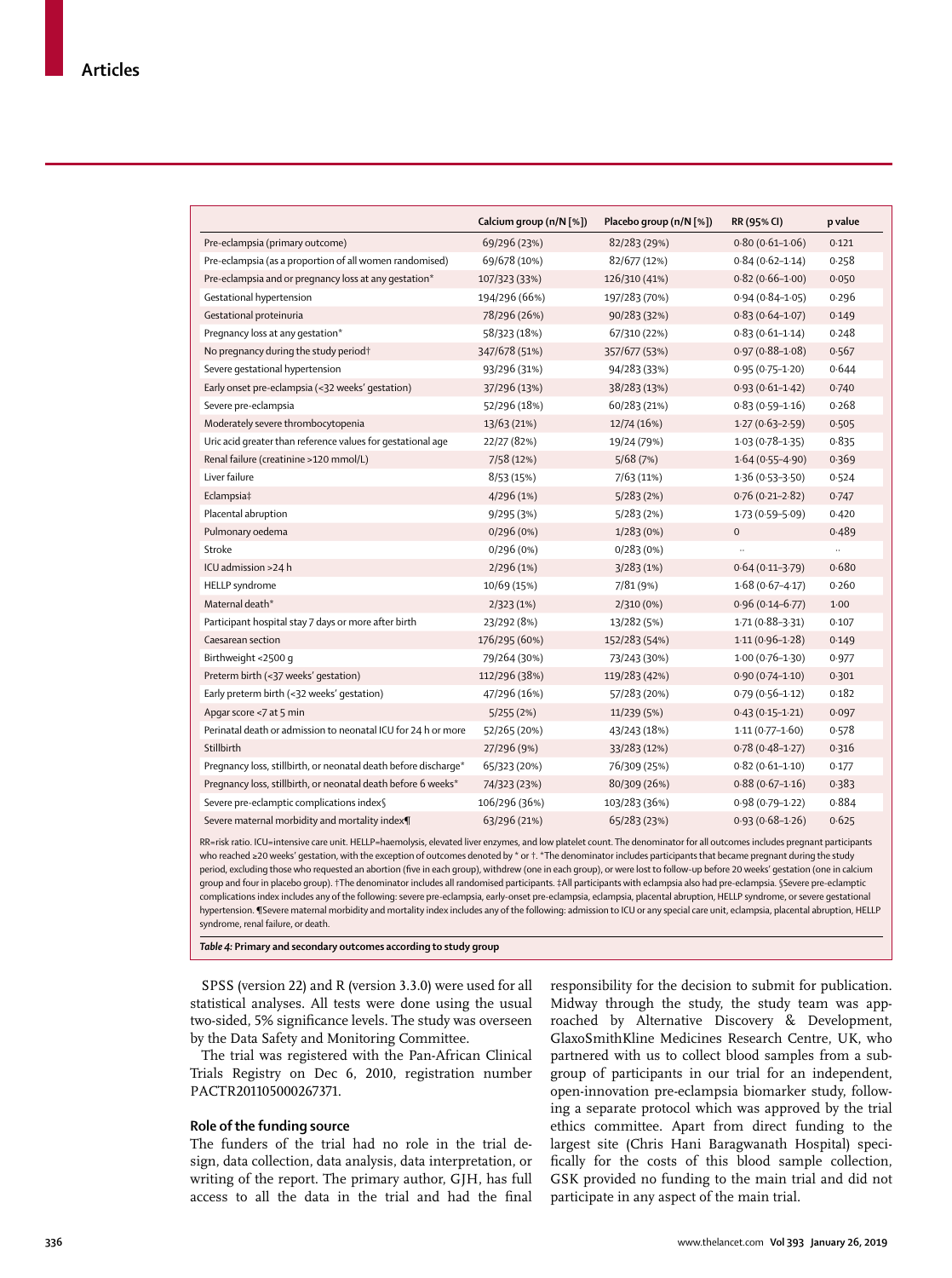| | Calcium group (n/N [%]) | Placebo group (n/N [%]) | RR (95% CI) | p value |
|---|---|---|---|---|
| Pre-eclampsia (primary outcome) | 69/296 (23%) | 82/283 (29%) | 0·80 (0·61–1·06) | 0·121 |
| Pre-eclampsia (as a proportion of all women randomised) | 69/678 (10%) | 82/677 (12%) | 0·84 (0·62–1·14) | 0·258 |
| Pre-eclampsia and or pregnancy loss at any gestation* | 107/323 (33%) | 126/310 (41%) | 0·82 (0·66–1·00) | 0·050 |
| Gestational hypertension | 194/296 (66%) | 197/283 (70%) | 0·94 (0·84–1·05) | 0·296 |
| Gestational proteinuria | 78/296 (26%) | 90/283 (32%) | 0·83 (0·64–1·07) | 0·149 |
| Pregnancy loss at any gestation* | 58/323 (18%) | 67/310 (22%) | 0·83 (0·61–1·14) | 0·248 |
| No pregnancy during the study period† | 347/678 (51%) | 357/677 (53%) | 0·97 (0·88–1·08) | 0·567 |
| Severe gestational hypertension | 93/296 (31%) | 94/283 (33%) | 0·95 (0·75–1·20) | 0·644 |
| Early onset pre-eclampsia (<32 weeks' gestation) | 37/296 (13%) | 38/283 (13%) | 0·93 (0·61–1·42) | 0·740 |
| Severe pre-eclampsia | 52/296 (18%) | 60/283 (21%) | 0·83 (0·59–1·16) | 0·268 |
| Moderately severe thrombocytopenia | 13/63 (21%) | 12/74 (16%) | 1·27 (0·63–2·59) | 0·505 |
| Uric acid greater than reference values for gestational age | 22/27 (82%) | 19/24 (79%) | 1·03 (0·78–1·35) | 0·835 |
| Renal failure (creatinine >120 mmol/L) | 7/58 (12%) | 5/68 (7%) | 1·64 (0·55–4·90) | 0·369 |
| Liver failure | 8/53 (15%) | 7/63 (11%) | 1·36 (0·53–3·50) | 0·524 |
| Eclampsia‡ | 4/296 (1%) | 5/283 (2%) | 0·76 (0·21–2·82) | 0·747 |
| Placental abruption | 9/295 (3%) | 5/283 (2%) | 1·73 (0·59–5·09) | 0·420 |
| Pulmonary oedema | 0/296 (0%) | 1/283 (0%) | 0 | 0·489 |
| Stroke | 0/296 (0%) | 0/283 (0%) | .. | .. |
| ICU admission >24 h | 2/296 (1%) | 3/283 (1%) | 0·64 (0·11–3·79) | 0·680 |
| HELLP syndrome | 10/69 (15%) | 7/81 (9%) | 1·68 (0·67–4·17) | 0·260 |
| Maternal death* | 2/323 (1%) | 2/310 (0%) | 0·96 (0·14–6·77) | 1·00 |
| Participant hospital stay 7 days or more after birth | 23/292 (8%) | 13/282 (5%) | 1·71 (0·88–3·31) | 0·107 |
| Caesarean section | 176/295 (60%) | 152/283 (54%) | 1·11 (0·96–1·28) | 0·149 |
| Birthweight <2500 g | 79/264 (30%) | 73/243 (30%) | 1·00 (0·76–1·30) | 0·977 |
| Preterm birth (<37 weeks' gestation) | 112/296 (38%) | 119/283 (42%) | 0·90 (0·74–1·10) | 0·301 |
| Early preterm birth (<32 weeks' gestation) | 47/296 (16%) | 57/283 (20%) | 0·79 (0·56–1·12) | 0·182 |
| Apgar score <7 at 5 min | 5/255 (2%) | 11/239 (5%) | 0·43 (0·15–1·21) | 0·097 |
| Perinatal death or admission to neonatal ICU for 24 h or more | 52/265 (20%) | 43/243 (18%) | 1·11 (0·77–1·60) | 0·578 |
| Stillbirth | 27/296 (9%) | 33/283 (12%) | 0·78 (0·48–1·27) | 0·316 |
| Pregnancy loss, stillbirth, or neonatal death before discharge* | 65/323 (20%) | 76/309 (25%) | 0·82 (0·61–1·10) | 0·177 |
| Pregnancy loss, stillbirth, or neonatal death before 6 weeks* | 74/323 (23%) | 80/309 (26%) | 0·88 (0·67–1·16) | 0·383 |
| Severe pre-eclamptic complications index§ | 106/296 (36%) | 103/283 (36%) | 0·98 (0·79–1·22) | 0·884 |
| Severe maternal morbidity and mortality index¶ | 63/296 (21%) | 65/283 (23%) | 0·93 (0·68–1·26) | 0·625 |

RR=risk ratio. ICU=intensive care unit. HELLP=haemolysis, elevated liver enzymes, and low platelet count. The denominator for all outcomes includes pregnant participants who reached ≥20 weeks' gestation, with the exception of outcomes denoted by * or †. *The denominator includes participants that became pregnant during the study period, excluding those who requested an abortion (five in each group), withdrew (one in each group), or were lost to follow-up before 20 weeks' gestation (one in calcium group and four in placebo group). †The denominator includes all randomised participants. ‡All participants with eclampsia also had pre-eclampsia. §Severe pre-eclamptic complications index includes any of the following: severe pre-eclampsia, early-onset pre-eclampsia, eclampsia, placental abruption, HELLP syndrome, or severe gestational hypertension. ¶Severe maternal morbidity and mortality index includes any of the following: admission to ICU or any special care unit, eclampsia, placental abruption, HELLP syndrome, renal failure, or death.

*Table 4:* **Primary and secondary outcomes according to study group**

SPSS (version 22) and R (version 3.3.0) were used for all statistical analyses. All tests were done using the usual two-sided, 5% significance levels. The study was overseen by the Data Safety and Monitoring Committee.

The trial was registered with the Pan-African Clinical Trials Registry on Dec 6, 2010, registration number PACTR201105000267371.

## Role of the funding source

The funders of the trial had no role in the trial design, data collection, data analysis, data interpretation, or writing of the report. The primary author, GJH, has full access to all the data in the trial and had the final responsibility for the decision to submit for publication. Midway through the study, the study team was approached by Alternative Discovery & Development, GlaxoSmithKline Medicines Research Centre, UK, who partnered with us to collect blood samples from a subgroup of participants in our trial for an independent, open-innovation pre-eclampsia biomarker study, following a separate protocol which was approved by the trial ethics committee. Apart from direct funding to the largest site (Chris Hani Baragwanath Hospital) specifically for the costs of this blood sample collection, GSK provided no funding to the main trial and did not participate in any aspect of the main trial.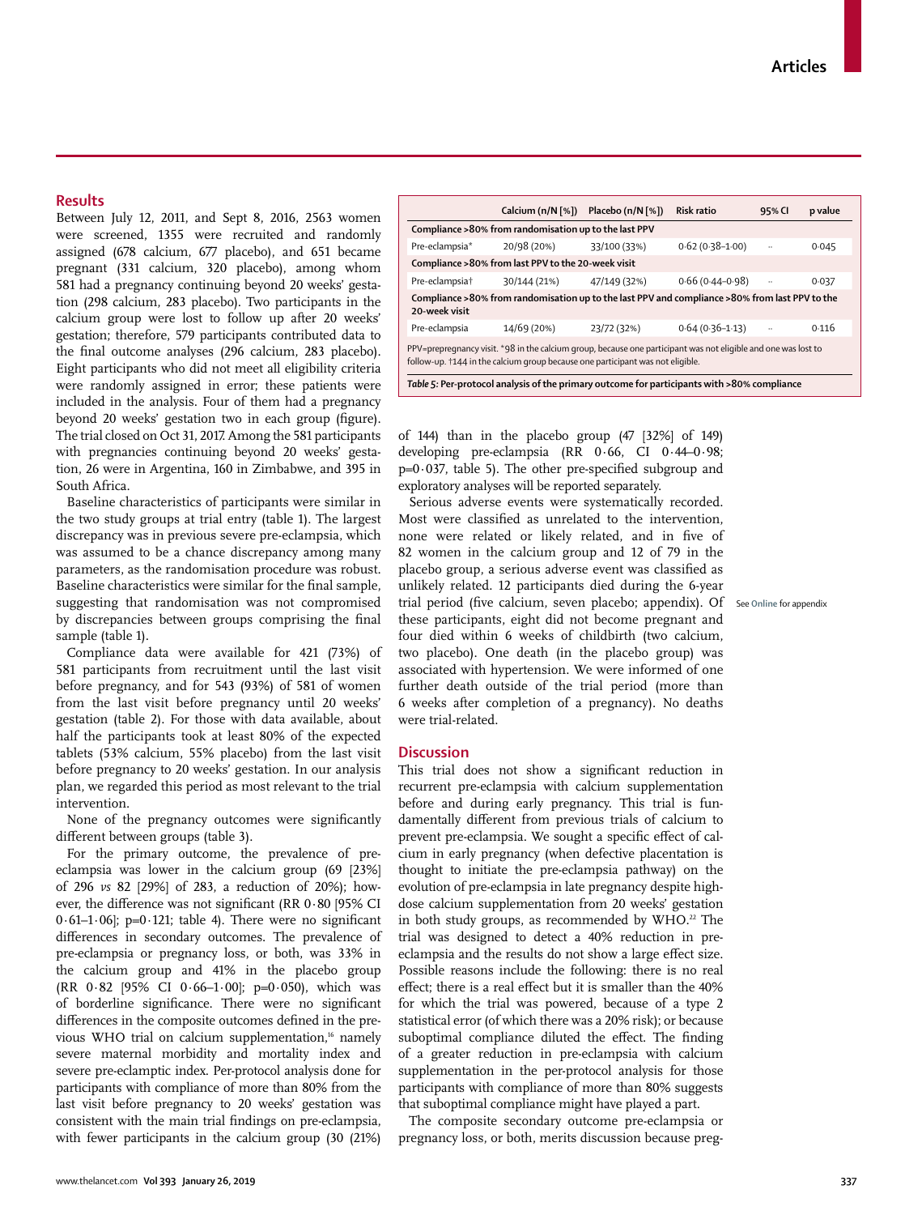## Results

Between July 12, 2011, and Sept 8, 2016, 2563 women were screened, 1355 were recruited and randomly assigned (678 calcium, 677 placebo), and 651 became pregnant (331 calcium, 320 placebo), among whom 581 had a pregnancy continuing beyond 20 weeks' gestation (298 calcium, 283 placebo). Two participants in the calcium group were lost to follow up after 20 weeks' gestation; therefore, 579 participants contributed data to the final outcome analyses (296 calcium, 283 placebo). Eight participants who did not meet all eligibility criteria were randomly assigned in error; these patients were included in the analysis. Four of them had a pregnancy beyond 20 weeks' gestation two in each group (figure). The trial closed on Oct 31, 2017. Among the 581 participants with pregnancies continuing beyond 20 weeks' gestation, 26 were in Argentina, 160 in Zimbabwe, and 395 in South Africa.

Baseline characteristics of participants were similar in the two study groups at trial entry (table 1). The largest discrepancy was in previous severe pre-eclampsia, which was assumed to be a chance discrepancy among many parameters, as the randomisation procedure was robust. Baseline characteristics were similar for the final sample, suggesting that randomisation was not compromised by discrepancies between groups comprising the final sample (table 1).

Compliance data were available for 421 (73%) of 581 participants from recruitment until the last visit before pregnancy, and for 543 (93%) of 581 of women from the last visit before pregnancy until 20 weeks' gestation (table 2). For those with data available, about half the participants took at least 80% of the expected tablets (53% calcium, 55% placebo) from the last visit before pregnancy to 20 weeks' gestation. In our analysis plan, we regarded this period as most relevant to the trial intervention.

None of the pregnancy outcomes were significantly different between groups (table 3).

For the primary outcome, the prevalence of pre-eclampsia was lower in the calcium group (69 [23%] of 296 *vs* 82 [29%] of 283, a reduction of 20%); however, the difference was not significant (RR 0·80 [95% CI 0·61–1·06]; p=0·121; table 4). There were no significant differences in secondary outcomes. The prevalence of pre-eclampsia or pregnancy loss, or both, was 33% in the calcium group and 41% in the placebo group (RR 0·82 [95% CI 0·66–1·00]; p=0·050), which was of borderline significance. There were no significant differences in the composite outcomes defined in the previous WHO trial on calcium supplementation,[16] namely severe maternal morbidity and mortality index and severe pre-eclamptic index. Per-protocol analysis done for participants with compliance of more than 80% from the last visit before pregnancy to 20 weeks' gestation was consistent with the main trial findings on pre-eclampsia, with fewer participants in the calcium group (30 (21%) of 144) than in the placebo group (47 [32%] of 149) developing pre-eclampsia (RR 0·66, CI 0·44–0·98; p=0·037, table 5). The other pre-specified subgroup and exploratory analyses will be reported separately.

| | Calcium (n/N [%]) | Placebo (n/N [%]) | Risk ratio | 95% CI | p value |
|---|---|---|---|---|---|
| **Compliance >80% from randomisation up to the last PPV** | | | | | |
| Pre-eclampsia* | 20/98 (20%) | 33/100 (33%) | 0·62 (0·38–1·00) | ·· | 0·045 |
| **Compliance >80% from last PPV to the 20-week visit** | | | | | |
| Pre-eclampsia† | 30/144 (21%) | 47/149 (32%) | 0·66 (0·44–0·98) | ·· | 0·037 |
| **Compliance >80% from randomisation up to the last PPV and compliance >80% from last PPV to the 20-week visit** | | | | | |
| Pre-eclampsia | 14/69 (20%) | 23/72 (32%) | 0·64 (0·36–1·13) | ·· | 0·116 |

PPV=prepregnancy visit. *98 in the calcium group, because one participant was not eligible and one was lost to follow-up. †144 in the calcium group because one participant was not eligible.

*Table 5:* **Per-protocol analysis of the primary outcome for participants with >80% compliance**

Serious adverse events were systematically recorded. Most were classified as unrelated to the intervention, none were related or likely related, and in five of 82 women in the calcium group and 12 of 79 in the placebo group, a serious adverse event was classified as unlikely related. 12 participants died during the 6-year trial period (five calcium, seven placebo; appendix). Of these participants, eight did not become pregnant and four died within 6 weeks of childbirth (two calcium, two placebo). One death (in the placebo group) was associated with hypertension. We were informed of one further death outside of the trial period (more than 6 weeks after completion of a pregnancy). No deaths were trial-related.

See Online for appendix

## Discussion

This trial does not show a significant reduction in recurrent pre-eclampsia with calcium supplementation before and during early pregnancy. This trial is fundamentally different from previous trials of calcium to prevent pre-eclampsia. We sought a specific effect of calcium in early pregnancy (when defective placentation is thought to initiate the pre-eclampsia pathway) on the evolution of pre-eclampsia in late pregnancy despite high-dose calcium supplementation from 20 weeks' gestation in both study groups, as recommended by WHO.[22] The trial was designed to detect a 40% reduction in pre-eclampsia and the results do not show a large effect size. Possible reasons include the following: there is no real effect; there is a real effect but it is smaller than the 40% for which the trial was powered, because of a type 2 statistical error (of which there was a 20% risk); or because suboptimal compliance diluted the effect. The finding of a greater reduction in pre-eclampsia with calcium supplementation in the per-protocol analysis for those participants with compliance of more than 80% suggests that suboptimal compliance might have played a part.

The composite secondary outcome pre-eclampsia or pregnancy loss, or both, merits discussion because preg-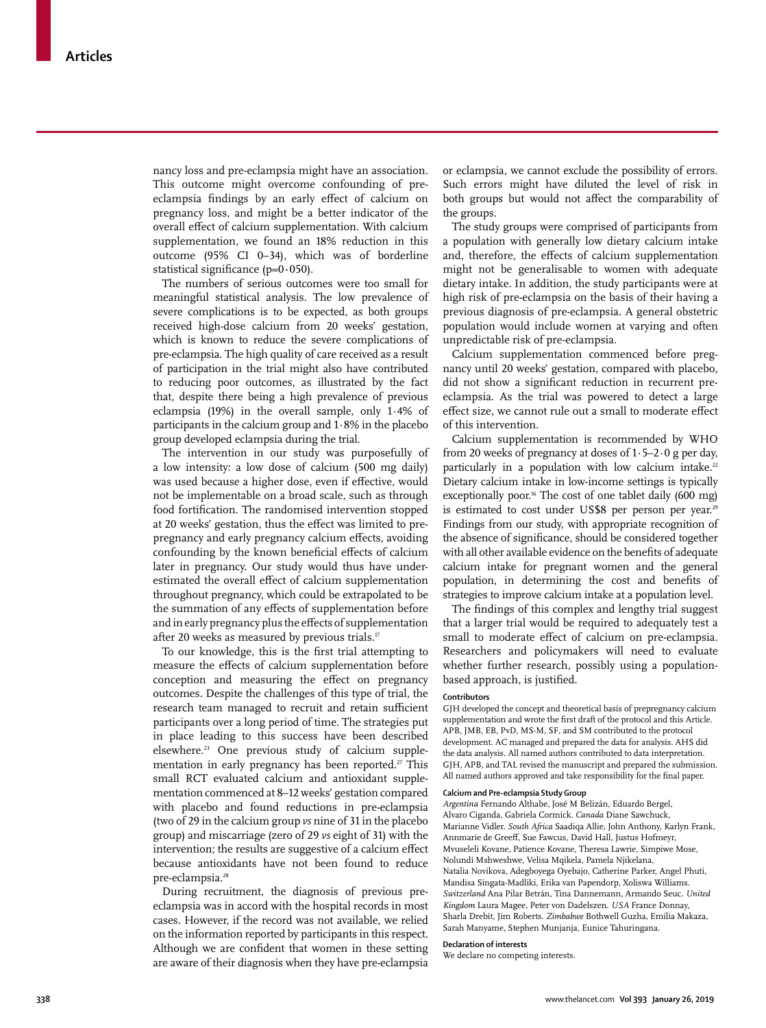nancy loss and pre-eclampsia might have an association. This outcome might overcome confounding of pre-eclampsia findings by an early effect of calcium on pregnancy loss, and might be a better indicator of the overall effect of calcium supplementation. With calcium supplementation, we found an 18% reduction in this outcome (95% CI 0–34), which was of borderline statistical significance (p=0·050).

The numbers of serious outcomes were too small for meaningful statistical analysis. The low prevalence of severe complications is to be expected, as both groups received high-dose calcium from 20 weeks' gestation, which is known to reduce the severe complications of pre-eclampsia. The high quality of care received as a result of participation in the trial might also have contributed to reducing poor outcomes, as illustrated by the fact that, despite there being a high prevalence of previous eclampsia (19%) in the overall sample, only 1·4% of participants in the calcium group and 1·8% in the placebo group developed eclampsia during the trial.

The intervention in our study was purposefully of a low intensity: a low dose of calcium (500 mg daily) was used because a higher dose, even if effective, would not be implementable on a broad scale, such as through food fortification. The randomised intervention stopped at 20 weeks' gestation, thus the effect was limited to pre-pregnancy and early pregnancy calcium effects, avoiding confounding by the known beneficial effects of calcium later in pregnancy. Our study would thus have underestimated the overall effect of calcium supplementation throughout pregnancy, which could be extrapolated to be the summation of any effects of supplementation before and in early pregnancy plus the effects of supplementation after 20 weeks as measured by previous trials.[17]

To our knowledge, this is the first trial attempting to measure the effects of calcium supplementation before conception and measuring the effect on pregnancy outcomes. Despite the challenges of this type of trial, the research team managed to recruit and retain sufficient participants over a long period of time. The strategies put in place leading to this success have been described elsewhere.[23] One previous study of calcium supplementation in early pregnancy has been reported.[27] This small RCT evaluated calcium and antioxidant supplementation commenced at 8–12 weeks' gestation compared with placebo and found reductions in pre-eclampsia (two of 29 in the calcium group *vs* nine of 31 in the placebo group) and miscarriage (zero of 29 *vs* eight of 31) with the intervention; the results are suggestive of a calcium effect because antioxidants have not been found to reduce pre-eclampsia.[28]

During recruitment, the diagnosis of previous pre-eclampsia was in accord with the hospital records in most cases. However, if the record was not available, we relied on the information reported by participants in this respect. Although we are confident that women in these setting are aware of their diagnosis when they have pre-eclampsia or eclampsia, we cannot exclude the possibility of errors. Such errors might have diluted the level of risk in both groups but would not affect the comparability of the groups.

The study groups were comprised of participants from a population with generally low dietary calcium intake and, therefore, the effects of calcium supplementation might not be generalisable to women with adequate dietary intake. In addition, the study participants were at high risk of pre-eclampsia on the basis of their having a previous diagnosis of pre-eclampsia. A general obstetric population would include women at varying and often unpredictable risk of pre-eclampsia.

Calcium supplementation commenced before pregnancy until 20 weeks' gestation, compared with placebo, did not show a significant reduction in recurrent pre-eclampsia. As the trial was powered to detect a large effect size, we cannot rule out a small to moderate effect of this intervention.

Calcium supplementation is recommended by WHO from 20 weeks of pregnancy at doses of 1·5–2·0 g per day, particularly in a population with low calcium intake.[22] Dietary calcium intake in low-income settings is typically exceptionally poor.[16] The cost of one tablet daily (600 mg) is estimated to cost under US$8 per person per year.[29] Findings from our study, with appropriate recognition of the absence of significance, should be considered together with all other available evidence on the benefits of adequate calcium intake for pregnant women and the general population, in determining the cost and benefits of strategies to improve calcium intake at a population level.

The findings of this complex and lengthy trial suggest that a larger trial would be required to adequately test a small to moderate effect of calcium on pre-eclampsia. Researchers and policymakers will need to evaluate whether further research, possibly using a population-based approach, is justified.

#### Contributors

GJH developed the concept and theoretical basis of prepregnancy calcium supplementation and wrote the first draft of the protocol and this Article. APB, JMB, EB, PvD, MS-M, SF, and SM contributed to the protocol development. AC managed and prepared the data for analysis. AHS did the data analysis. All named authors contributed to data interpretation. GJH, APB, and TAL revised the manuscript and prepared the submission. All named authors approved and take responsibility for the final paper.

#### Calcium and Pre-eclampsia Study Group

*Argentina* Fernando Althabe, José M Belizán, Eduardo Bergel, Alvaro Ciganda, Gabriela Cormick. *Canada* Diane Sawchuck, Marianne Vidler. *South Africa* Saadiqa Allie, John Anthony, Karlyn Frank, Annmarie de Greeff, Sue Fawcus, David Hall, Justus Hofmeyr, Mvuseleli Kovane, Patience Kovane, Theresa Lawrie, Simpiwe Mose, Nolundi Mshweshwe, Velisa Mqikela, Pamela Njikelana, Natalia Novikova, Adegboyega Oyebajo, Catherine Parker, Angel Phuti, Mandisa Singata-Madliki, Erika van Papendorp, Xoliswa Williams. *Switzerland* Ana Pilar Betrán, Tina Dannemann, Armando Seuc. *United Kingdom* Laura Magee, Peter von Dadelszen. *USA* France Donnay, Sharla Drebit, Jim Roberts. *Zimbabwe* Bothwell Guzha, Emilia Makaza, Sarah Manyame, Stephen Munjanja, Eunice Tahuringana.

#### Declaration of interests

We declare no competing interests.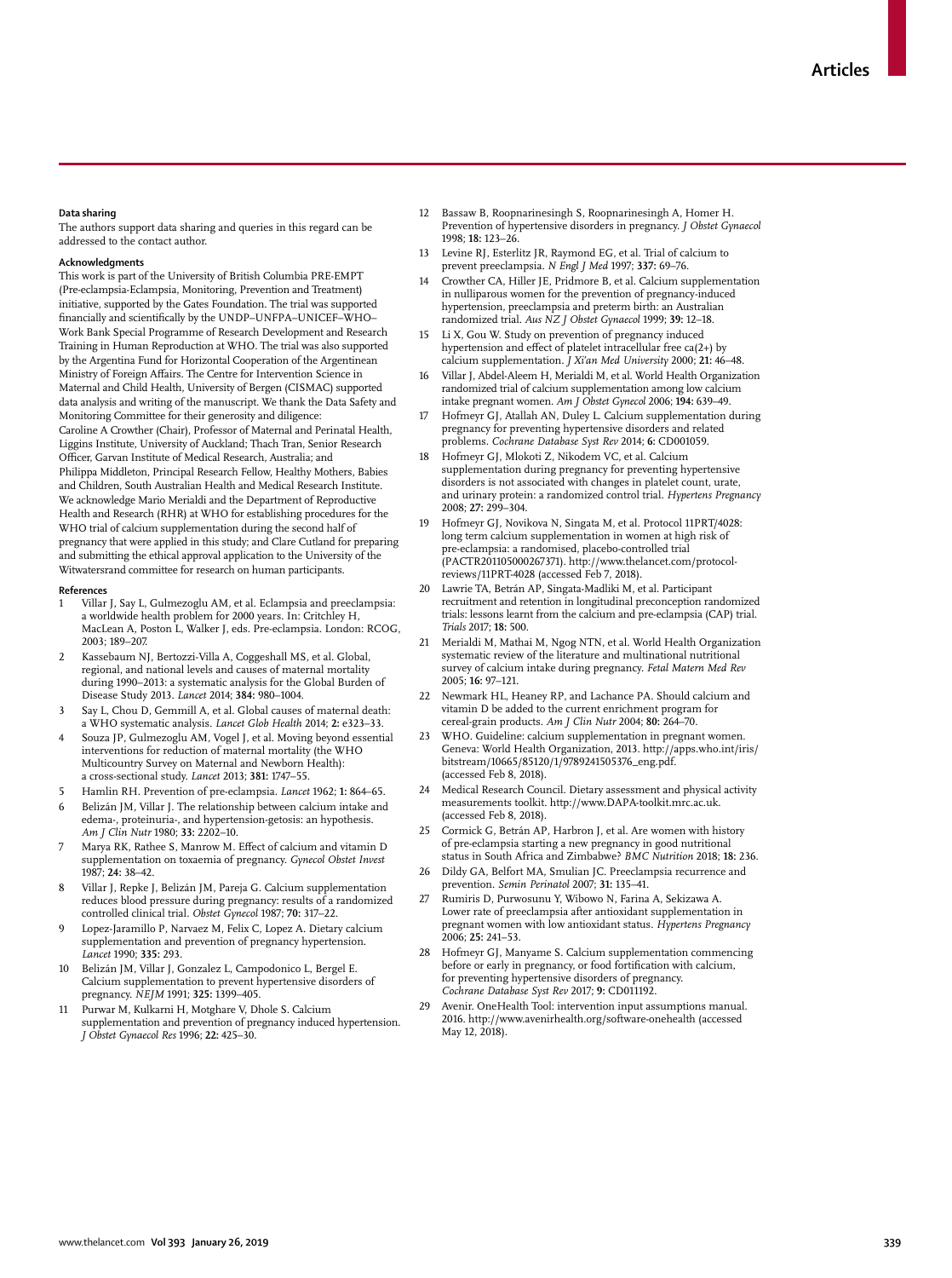### Data sharing

The authors support data sharing and queries in this regard can be addressed to the contact author.

### Acknowledgments

This work is part of the University of British Columbia PRE-EMPT (Pre-eclampsia-Eclampsia, Monitoring, Prevention and Treatment) initiative, supported by the Gates Foundation. The trial was supported financially and scientifically by the UNDP–UNFPA–UNICEF–WHO–Work Bank Special Programme of Research Development and Research Training in Human Reproduction at WHO. The trial was also supported by the Argentina Fund for Horizontal Cooperation of the Argentinean Ministry of Foreign Affairs. The Centre for Intervention Science in Maternal and Child Health, University of Bergen (CISMAC) supported data analysis and writing of the manuscript. We thank the Data Safety and Monitoring Committee for their generosity and diligence: Caroline A Crowther (Chair), Professor of Maternal and Perinatal Health, Liggins Institute, University of Auckland; Thach Tran, Senior Research Officer, Garvan Institute of Medical Research, Australia; and Philippa Middleton, Principal Research Fellow, Healthy Mothers, Babies and Children, South Australian Health and Medical Research Institute. We acknowledge Mario Merialdi and the Department of Reproductive Health and Research (RHR) at WHO for establishing procedures for the WHO trial of calcium supplementation during the second half of pregnancy that were applied in this study; and Clare Cutland for preparing and submitting the ethical approval application to the University of the Witwatersrand committee for research on human participants.

### References

1. Villar J, Say L, Gulmezoglu AM, et al. Eclampsia and preeclampsia: a worldwide health problem for 2000 years. In: Critchley H, MacLean A, Poston L, Walker J, eds. Pre-eclampsia. London: RCOG, 2003; 189–207.
2. Kassebaum NJ, Bertozzi-Villa A, Coggeshall MS, et al. Global, regional, and national levels and causes of maternal mortality during 1990–2013: a systematic analysis for the Global Burden of Disease Study 2013. *Lancet* 2014; **384:** 980–1004.
3. Say L, Chou D, Gemmill A, et al. Global causes of maternal death: a WHO systematic analysis. *Lancet Glob Health* 2014; **2:** e323–33.
4. Souza JP, Gulmezoglu AM, Vogel J, et al. Moving beyond essential interventions for reduction of maternal mortality (the WHO Multicountry Survey on Maternal and Newborn Health): a cross-sectional study. *Lancet* 2013; **381:** 1747–55.
5. Hamlin RH. Prevention of pre-eclampsia. *Lancet* 1962; **1:** 864–65.
6. Belizán JM, Villar J. The relationship between calcium intake and edema-, proteinuria-, and hypertension-getosis: an hypothesis. *Am J Clin Nutr* 1980; **33:** 2202–10.
7. Marya RK, Rathee S, Manrow M. Effect of calcium and vitamin D supplementation on toxaemia of pregnancy. *Gynecol Obstet Invest* 1987; **24:** 38–42.
8. Villar J, Repke J, Belizán JM, Pareja G. Calcium supplementation reduces blood pressure during pregnancy: results of a randomized controlled clinical trial. *Obstet Gynecol* 1987; **70:** 317–22.
9. Lopez-Jaramillo P, Narvaez M, Felix C, Lopez A. Dietary calcium supplementation and prevention of pregnancy hypertension. *Lancet* 1990; **335:** 293.
10. Belizán JM, Villar J, Gonzalez L, Campodonico L, Bergel E. Calcium supplementation to prevent hypertensive disorders of pregnancy. *NEJM* 1991; **325:** 1399–405.
11. Purwar M, Kulkarni H, Motghare V, Dhole S. Calcium supplementation and prevention of pregnancy induced hypertension. *J Obstet Gynaecol Res* 1996; **22:** 425–30.
12. Bassaw B, Roopnarinesingh S, Roopnarinesingh A, Homer H. Prevention of hypertensive disorders in pregnancy. *J Obstet Gynaecol* 1998; **18:** 123–26.
13. Levine RJ, Esterlitz JR, Raymond EG, et al. Trial of calcium to prevent preeclampsia. *N Engl J Med* 1997; **337:** 69–76.
14. Crowther CA, Hiller JE, Pridmore B, et al. Calcium supplementation in nulliparous women for the prevention of pregnancy-induced hypertension, preeclampsia and preterm birth: an Australian randomized trial. *Aus NZ J Obstet Gynaecol* 1999; **39:** 12–18.
15. Li X, Gou W. Study on prevention of pregnancy induced hypertension and effect of platelet intracellular free ca(2+) by calcium supplementation. *J Xi'an Med University* 2000; **21:** 46–48.
16. Villar J, Abdel-Aleem H, Merialdi M, et al. World Health Organization randomized trial of calcium supplementation among low calcium intake pregnant women. *Am J Obstet Gynecol* 2006; **194:** 639–49.
17. Hofmeyr GJ, Atallah AN, Duley L. Calcium supplementation during pregnancy for preventing hypertensive disorders and related problems. *Cochrane Database Syst Rev* 2014; **6:** CD001059.
18. Hofmeyr GJ, Mlokoti Z, Nikodem VC, et al. Calcium supplementation during pregnancy for preventing hypertensive disorders is not associated with changes in platelet count, urate, and urinary protein: a randomized control trial. *Hypertens Pregnancy* 2008; **27:** 299–304.
19. Hofmeyr GJ, Novikova N, Singata M, et al. Protocol 11PRT/4028: long term calcium supplementation in women at high risk of pre-eclampsia: a randomised, placebo-controlled trial (PACTR201105000267371). http://www.thelancet.com/protocol-reviews/11PRT-4028 (accessed Feb 7, 2018).
20. Lawrie TA, Betrán AP, Singata-Madliki M, et al. Participant recruitment and retention in longitudinal preconception randomized trials: lessons learnt from the calcium and pre-eclampsia (CAP) trial. *Trials* 2017; **18:** 500.
21. Merialdi M, Mathai M, Ngog NTN, et al. World Health Organization systematic review of the literature and multinational nutritional survey of calcium intake during pregnancy. *Fetal Matern Med Rev* 2005; **16:** 97–121.
22. Newmark HL, Heaney RP, and Lachance PA. Should calcium and vitamin D be added to the current enrichment program for cereal-grain products. *Am J Clin Nutr* 2004; **80:** 264–70.
23. WHO. Guideline: calcium supplementation in pregnant women. Geneva: World Health Organization, 2013. http://apps.who.int/iris/bitstream/10665/85120/1/9789241505376_eng.pdf. (accessed Feb 8, 2018).
24. Medical Research Council. Dietary assessment and physical activity measurements toolkit. http://www.DAPA-toolkit.mrc.ac.uk. (accessed Feb 8, 2018).
25. Cormick G, Betrán AP, Harbron J, et al. Are women with history of pre-eclampsia starting a new pregnancy in good nutritional status in South Africa and Zimbabwe? *BMC Nutrition* 2018; **18:** 236.
26. Dildy GA, Belfort MA, Smulian JC. Preeclampsia recurrence and prevention. *Semin Perinatol* 2007; **31:** 135–41.
27. Rumiris D, Purwosunu Y, Wibowo N, Farina A, Sekizawa A. Lower rate of preeclampsia after antioxidant supplementation in pregnant women with low antioxidant status. *Hypertens Pregnancy* 2006; **25:** 241–53.
28. Hofmeyr GJ, Manyame S. Calcium supplementation commencing before or early in pregnancy, or food fortification with calcium, for preventing hypertensive disorders of pregnancy. *Cochrane Database Syst Rev* 2017; **9:** CD011192.
29. Avenir. OneHealth Tool: intervention input assumptions manual. 2016. http://www.avenirhealth.org/software-onehealth (accessed May 12, 2018).